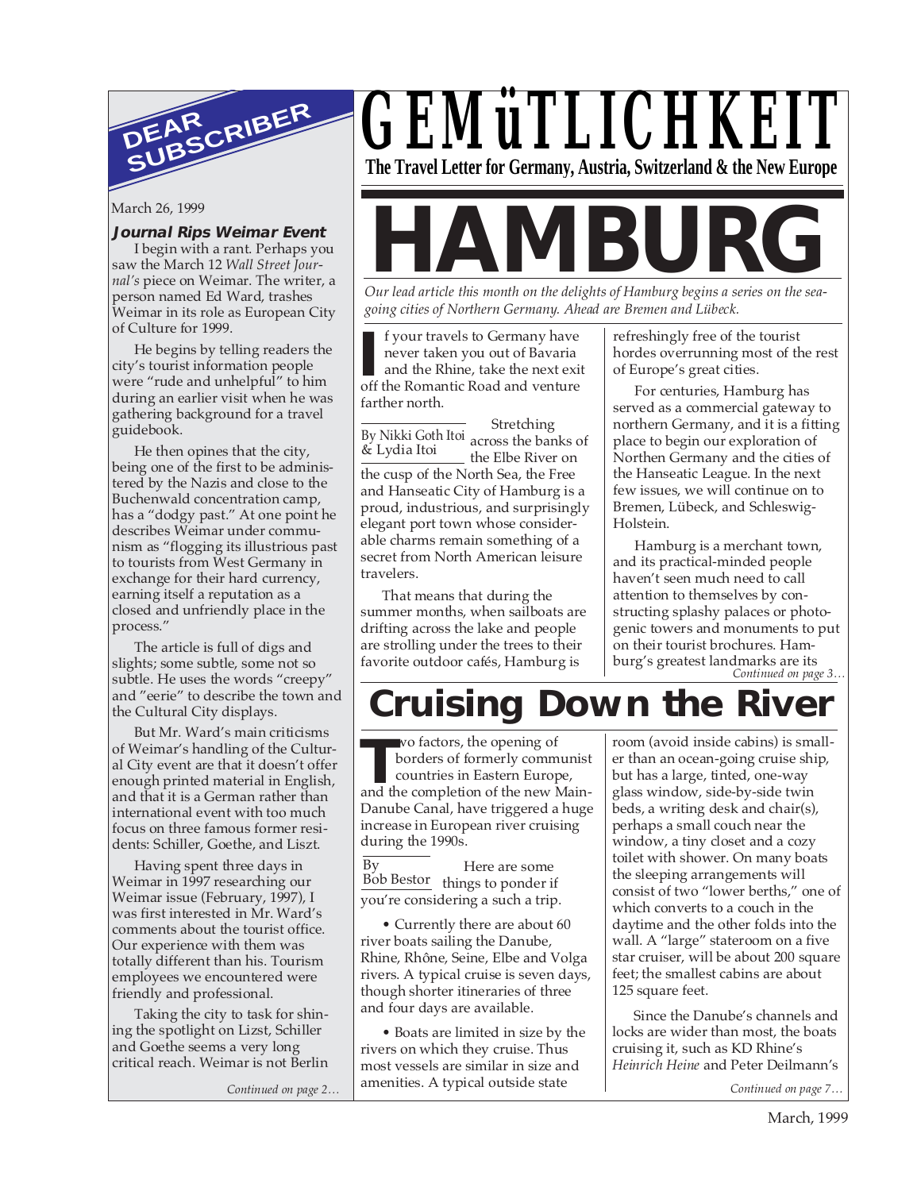# GEMüTLICHKEIT

**The Travel Letter for Germany, Austria, Switzerland & the New Europe**

## DEAR SUBSCRIBER

March 26, 1999

### Journal Rips Weimar Event

I begin with a rant. Perhaps you saw the March 12 *Wall Street Journal's* piece on Weimar. The writer, a person named Ed Ward, trashes Weimar in its role as European City of Culture for 1999.

He begins by telling readers the city's tourist information people were "rude and unhelpful" to him during an earlier visit when he was gathering background for a travel guidebook.

He then opines that the city, being one of the first to be administered by the Nazis and close to the Buchenwald concentration camp, has a "dodgy past." At one point he describes Weimar under communism as "flogging its illustrious past to tourists from West Germany in exchange for their hard currency, earning itself a reputation as a closed and unfriendly place in the process."

The article is full of digs and slights; some subtle, some not so subtle. He uses the words "creepy" and "eerie" to describe the town and the Cultural City displays.

But Mr. Ward's main criticisms of Weimar's handling of the Cultural City event are that it doesn't offer enough printed material in English, and that it is a German rather than international event with too much focus on three famous former residents: Schiller, Goethe, and Liszt.

Having spent three days in Weimar in 1997 researching our Weimar issue (February, 1997), I was first interested in Mr. Ward's comments about the tourist office. Our experience with them was totally different than his. Tourism employees we encountered were friendly and professional.

Taking the city to task for shining the spotlight on Lizst, Schiller and Goethe seems a very long critical reach. Weimar is not Berlin

*Continued on page 2…*

# HAMBURG

*Our lead article this month on the delights of Hamburg begins a series on the sea-going cities of Northern Germany. Ahead are Bremen and Lübeck.*

By Nikki Goth Itoi & Lydia Itoi

If your travels to Germany have never taken you out of Bavaria and the Rhine, take the next exit off the Romantic Road and venture farther north.

Stretching across the banks of the Elbe River on the cusp of the North Sea, the Free and Hanseatic City of Hamburg is a proud, industrious, and surprisingly elegant port town whose considerable charms remain something of a secret from North American leisure travelers.

That means that during the summer months, when sailboats are drifting across the lake and people are strolling under the trees to their favorite outdoor cafés, Hamburg is refreshingly free of the tourist hordes overrunning most of the rest of Europe's great cities.

For centuries, Hamburg has served as a commercial gateway to northern Germany, and it is a fitting place to begin our exploration of Northen Germany and the cities of the Hanseatic League. In the next few issues, we will continue on to Bremen, Lübeck, and Schleswig-Holstein.

Hamburg is a merchant town, and its practical-minded people haven't seen much need to call attention to themselves by constructing splashy palaces or photogenic towers and monuments to put on their tourist brochures. Hamburg's greatest landmarks are its

*Continued on page 3…*

# Cruising Down the River

By Bob Bestor

Two factors, the opening of borders of formerly communist countries in Eastern Europe, and the completion of the new Main-Danube Canal, have triggered a huge increase in European river cruising during the 1990s.

Here are some things to ponder if you're considering a such a trip.

• Currently there are about 60 river boats sailing the Danube, Rhine, Rhône, Seine, Elbe and Volga rivers. A typical cruise is seven days, though shorter itineraries of three and four days are available.

• Boats are limited in size by the rivers on which they cruise. Thus most vessels are similar in size and amenities. A typical outside state room (avoid inside cabins) is smaller than an ocean-going cruise ship, but has a large, tinted, one-way glass window, side-by-side twin beds, a writing desk and chair(s), perhaps a small couch near the window, a tiny closet and a cozy toilet with shower. On many boats the sleeping arrangements will consist of two "lower berths," one of which converts to a couch in the daytime and the other folds into the wall. A "large" stateroom on a five star cruiser, will be about 200 square feet; the smallest cabins are about 125 square feet.

Since the Danube's channels and locks are wider than most, the boats cruising it, such as KD Rhine's *Heinrich Heine* and Peter Deilmann's

*Continued on page 7…*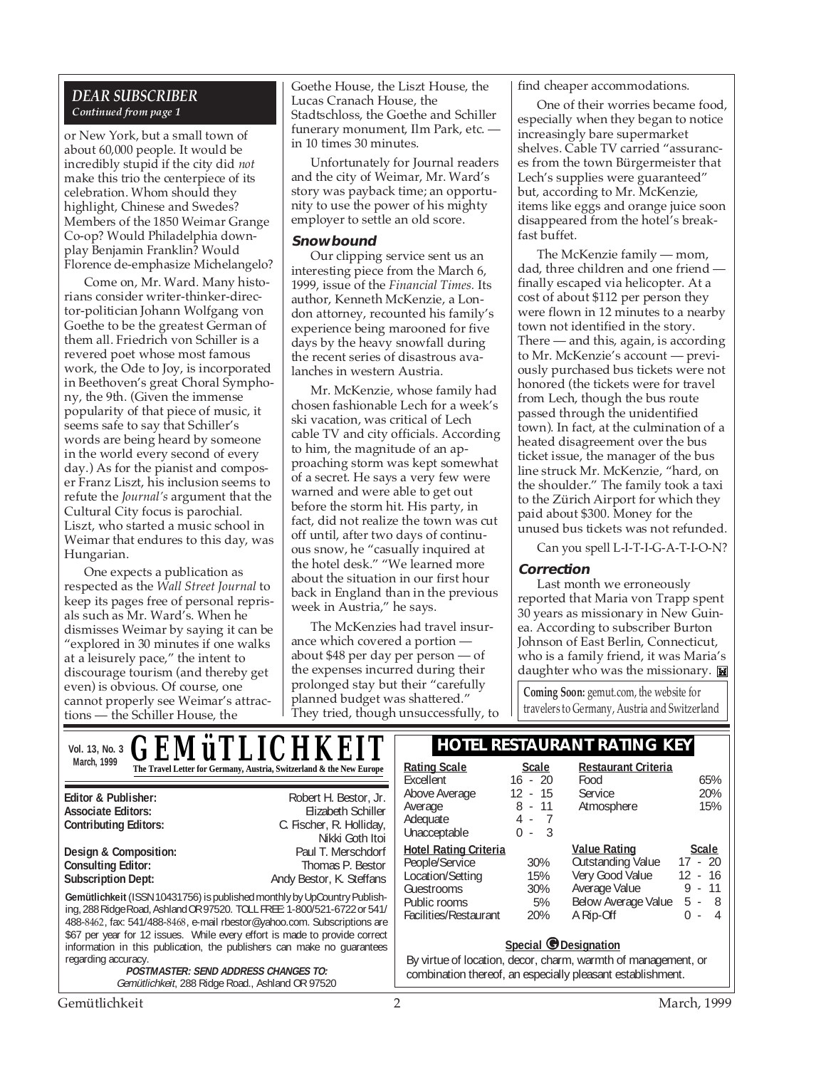## DEAR SUBSCRIBER
*Continued from page 1*

or New York, but a small town of about 60,000 people. It would be incredibly stupid if the city did *not* make this trio the centerpiece of its celebration. Whom should they highlight, Chinese and Swedes? Members of the 1850 Weimar Grange Co-op? Would Philadelphia downplay Benjamin Franklin? Would Florence de-emphasize Michelangelo?

Come on, Mr. Ward. Many historians consider writer-thinker-director-politician Johann Wolfgang von Goethe to be the greatest German of them all. Friedrich von Schiller is a revered poet whose most famous work, the Ode to Joy, is incorporated in Beethoven's great Choral Symphony, the 9th. (Given the immense popularity of that piece of music, it seems safe to say that Schiller's words are being heard by someone in the world every second of every day.) As for the pianist and composer Franz Liszt, his inclusion seems to refute the *Journal's* argument that the Cultural City focus is parochial. Liszt, who started a music school in Weimar that endures to this day, was Hungarian.

One expects a publication as respected as the *Wall Street Journal* to keep its pages free of personal reprisals such as Mr. Ward's. When he dismisses Weimar by saying it can be "explored in 30 minutes if one walks at a leisurely pace," the intent to discourage tourism (and thereby get even) is obvious. Of course, one cannot properly see Weimar's attractions — the Schiller House, the Goethe House, the Liszt House, the Lucas Cranach House, the Stadtschloss, the Goethe and Schiller funerary monument, Ilm Park, etc. — in 10 times 30 minutes.

Unfortunately for Journal readers and the city of Weimar, Mr. Ward's story was payback time; an opportunity to use the power of his mighty employer to settle an old score.

### Snowbound

Our clipping service sent us an interesting piece from the March 6, 1999, issue of the *Financial Times.* Its author, Kenneth McKenzie, a London attorney, recounted his family's experience being marooned for five days by the heavy snowfall during the recent series of disastrous avalanches in western Austria.

Mr. McKenzie, whose family had chosen fashionable Lech for a week's ski vacation, was critical of Lech cable TV and city officials. According to him, the magnitude of an approaching storm was kept somewhat of a secret. He says a very few were warned and were able to get out before the storm hit. His party, in fact, did not realize the town was cut off until, after two days of continuous snow, he "casually inquired at the hotel desk." "We learned more about the situation in our first hour back in England than in the previous week in Austria," he says.

The McKenzies had travel insurance which covered a portion — about $48 per day per person — of the expenses incurred during their prolonged stay but their "carefully planned budget was shattered." They tried, though unsuccessfully, to find cheaper accommodations.

One of their worries became food, especially when they began to notice increasingly bare supermarket shelves. Cable TV carried "assurances from the town Bürgermeister that Lech's supplies were guaranteed" but, according to Mr. McKenzie, items like eggs and orange juice soon disappeared from the hotel's breakfast buffet.

The McKenzie family — mom, dad, three children and one friend — finally escaped via helicopter. At a cost of about $112 per person they were flown in 12 minutes to a nearby town not identified in the story. There — and this, again, is according to Mr. McKenzie's account — previously purchased bus tickets were not honored (the tickets were for travel from Lech, though the bus route passed through the unidentified town). In fact, at the culmination of a heated disagreement over the bus ticket issue, the manager of the bus line struck Mr. McKenzie, "hard, on the shoulder." The family took a taxi to the Zürich Airport for which they paid about $300. Money for the unused bus tickets was not refunded.

Can you spell L-I-T-I-G-A-T-I-O-N?

### Correction

Last month we erroneously reported that Maria von Trapp spent 30 years as missionary in New Guinea. According to subscriber Burton Johnson of East Berlin, Connecticut, who is a family friend, it was Maria's daughter who was the missionary.

**Coming Soon:** gemut.com, the website for travelers to Germany, Austria and Switzerland

---

Vol. 13, No. 3
March, 1999

# GEMüTLICHKEIT

**The Travel Letter for Germany, Austria, Switzerland & the New Europe**

| | |
|---|---|
| **Editor & Publisher:** | Robert H. Bestor, Jr. |
| **Associate Editors:** | Elizabeth Schiller |
| **Contributing Editors:** | C. Fischer, R. Holliday, Nikki Goth Itoi |
| **Design & Composition:** | Paul T. Merschdorf |
| **Consulting Editor:** | Thomas P. Bestor |
| **Subscription Dept:** | Andy Bestor, K. Steffans |

**Gemütlichkeit** (ISSN 10431756) is published monthly by UpCountry Publishing, 288 Ridge Road, Ashland OR 97520. TOLL FREE: 1-800/521-6722 or 541/488-8462, fax: 541/488-8468, e-mail rbestor@yahoo.com. Subscriptions are $67 per year for 12 issues. While every effort is made to provide correct information in this publication, the publishers can make no guarantees regarding accuracy.

**POSTMASTER: SEND ADDRESS CHANGES TO:**
*Gemütlichkeit*, 288 Ridge Road., Ashland OR 97520

## HOTEL RESTAURANT RATING KEY

| Rating Scale | Scale |
|---|---|
| Excellent | 16 - 20 |
| Above Average | 12 - 15 |
| Average | 8 - 11 |
| Adequate | 4 - 7 |
| Unacceptable | 0 - 3 |

| Restaurant Criteria | |
|---|---|
| Food | 65% |
| Service | 20% |
| Atmosphere | 15% |

| Hotel Rating Criteria | |
|---|---|
| People/Service | 30% |
| Location/Setting | 15% |
| Guestrooms | 30% |
| Public rooms | 5% |
| Facilities/Restaurant | 20% |

| Value Rating | Scale |
|---|---|
| Outstanding Value | 17 - 20 |
| Very Good Value | 12 - 16 |
| Average Value | 9 - 11 |
| Below Average Value | 5 - 8 |
| A Rip-Off | 0 - 4 |

**Special G Designation**

By virtue of location, decor, charm, warmth of management, or combination thereof, an especially pleasant establishment.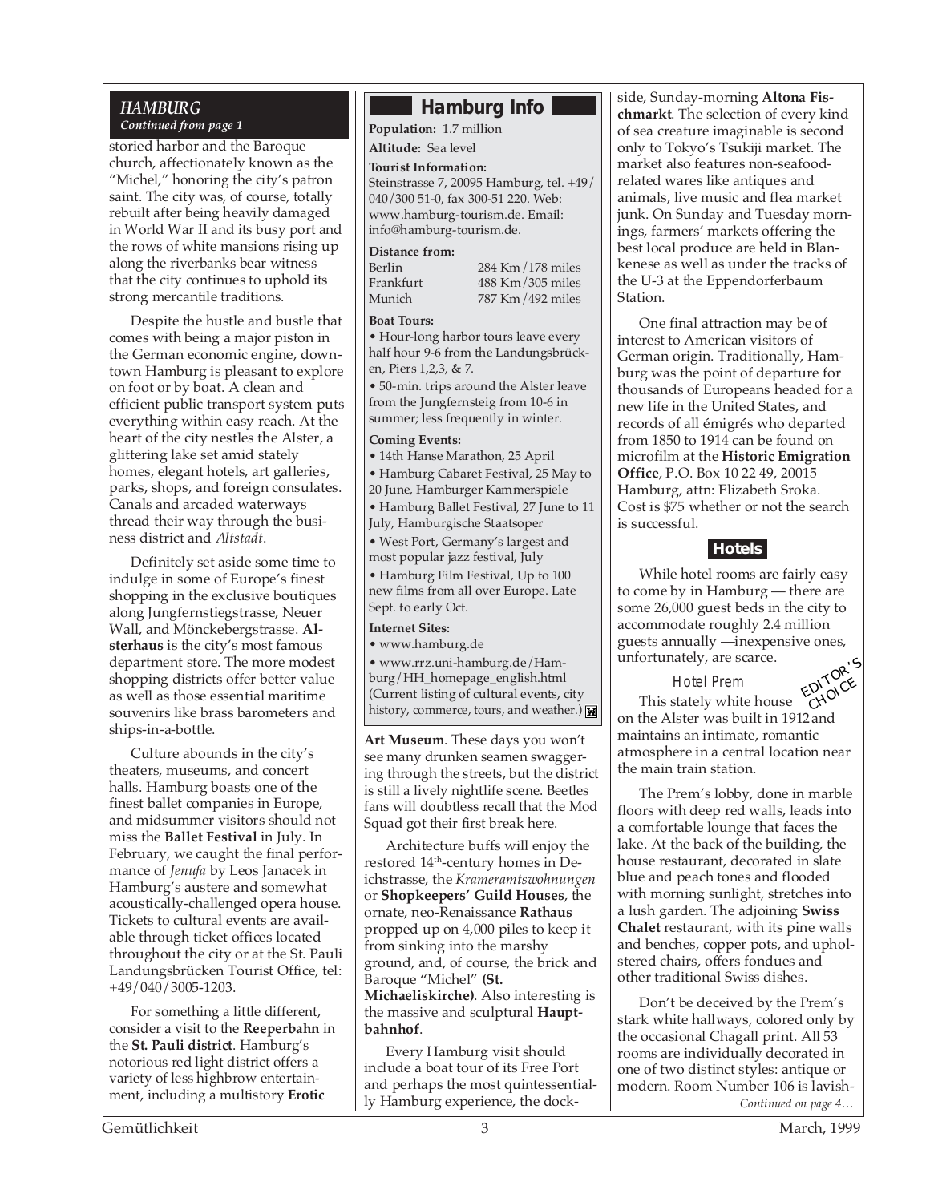## HAMBURG

*Continued from page 1*

storied harbor and the Baroque church, affectionately known as the "Michel," honoring the city's patron saint. The city was, of course, totally rebuilt after being heavily damaged in World War II and its busy port and the rows of white mansions rising up along the riverbanks bear witness that the city continues to uphold its strong mercantile traditions.

Despite the hustle and bustle that comes with being a major piston in the German economic engine, downtown Hamburg is pleasant to explore on foot or by boat. A clean and efficient public transport system puts everything within easy reach. At the heart of the city nestles the Alster, a glittering lake set amid stately homes, elegant hotels, art galleries, parks, shops, and foreign consulates. Canals and arcaded waterways thread their way through the business district and *Altstadt*.

Definitely set aside some time to indulge in some of Europe's finest shopping in the exclusive boutiques along Jungfernstiegstrasse, Neuer Wall, and Mönckebergstrasse. **Alsterhaus** is the city's most famous department store. The more modest shopping districts offer better value as well as those essential maritime souvenirs like brass barometers and ships-in-a-bottle.

Culture abounds in the city's theaters, museums, and concert halls. Hamburg boasts one of the finest ballet companies in Europe, and midsummer visitors should not miss the **Ballet Festival** in July. In February, we caught the final performance of *Jenufa* by Leos Janacek in Hamburg's austere and somewhat acoustically-challenged opera house. Tickets to cultural events are available through ticket offices located throughout the city or at the St. Pauli Landungsbrücken Tourist Office, tel: +49/040/3005-1203.

For something a little different, consider a visit to the **Reeperbahn** in the **St. Pauli district**. Hamburg's notorious red light district offers a variety of less highbrow entertainment, including a multistory **Erotic Art Museum**. These days you won't see many drunken seamen swaggering through the streets, but the district is still a lively nightlife scene. Beetles fans will doubtless recall that the Mod Squad got their first break here.

Architecture buffs will enjoy the restored 14th-century homes in Deichstrasse, the *Krameramtswohnungen* or **Shopkeepers' Guild Houses**, the ornate, neo-Renaissance **Rathaus** propped up on 4,000 piles to keep it from sinking into the marshy ground, and, of course, the brick and Baroque "Michel" **(St. Michaeliskirche)**. Also interesting is the massive and sculptural **Hauptbahnhof**.

Every Hamburg visit should include a boat tour of its Free Port and perhaps the most quintessentially Hamburg experience, the dockside, Sunday-morning **Altona Fischmarkt**. The selection of every kind of sea creature imaginable is second only to Tokyo's Tsukiji market. The market also features non-seafood-related wares like antiques and animals, live music and flea market junk. On Sunday and Tuesday mornings, farmers' markets offering the best local produce are held in Blankenese as well as under the tracks of the U-3 at the Eppendorferbaum Station.

One final attraction may be of interest to American visitors of German origin. Traditionally, Hamburg was the point of departure for thousands of Europeans headed for a new life in the United States, and records of all émigrés who departed from 1850 to 1914 can be found on microfilm at the **Historic Emigration Office**, P.O. Box 10 22 49, 20015 Hamburg, attn: Elizabeth Sroka. Cost is $75 whether or not the search is successful.

### Hamburg Info

**Population:** 1.7 million

**Altitude:** Sea level

**Tourist Information:**
Steinstrasse 7, 20095 Hamburg, tel. +49/040/300 51-0, fax 300-51 220. Web: www.hamburg-tourism.de. Email: info@hamburg-tourism.de.

**Distance from:**

| | |
|---|---|
| Berlin | 284 Km/178 miles |
| Frankfurt | 488 Km/305 miles |
| Munich | 787 Km/492 miles |

**Boat Tours:**

- Hour-long harbor tours leave every half hour 9-6 from the Landungsbrücken, Piers 1,2,3, & 7.
- 50-min. trips around the Alster leave from the Jungfernsteig from 10-6 in summer; less frequently in winter.

**Coming Events:**

- 14th Hanse Marathon, 25 April
- Hamburg Cabaret Festival, 25 May to 20 June, Hamburger Kammerspiele
- Hamburg Ballet Festival, 27 June to 11 July, Hamburgische Staatsoper
- West Port, Germany's largest and most popular jazz festival, July
- Hamburg Film Festival, Up to 100 new films from all over Europe. Late Sept. to early Oct.

**Internet Sites:**

- www.hamburg.de
- www.rrz.uni-hamburg.de/Hamburg/HH_homepage_english.html (Current listing of cultural events, city history, commerce, tours, and weather.)

### Hotels

While hotel rooms are fairly easy to come by in Hamburg — there are some 26,000 guest beds in the city to accommodate roughly 2.4 million guests annually —inexpensive ones, unfortunately, are scarce.

#### Hotel Prem

EDITOR'S CHOICE

This stately white house on the Alster was built in 1912 and maintains an intimate, romantic atmosphere in a central location near the main train station.

The Prem's lobby, done in marble floors with deep red walls, leads into a comfortable lounge that faces the lake. At the back of the building, the house restaurant, decorated in slate blue and peach tones and flooded with morning sunlight, stretches into a lush garden. The adjoining **Swiss Chalet** restaurant, with its pine walls and benches, copper pots, and upholstered chairs, offers fondues and other traditional Swiss dishes.

Don't be deceived by the Prem's stark white hallways, colored only by the occasional Chagall print. All 53 rooms are individually decorated in one of two distinct styles: antique or modern. Room Number 106 is lavish-

*Continued on page 4…*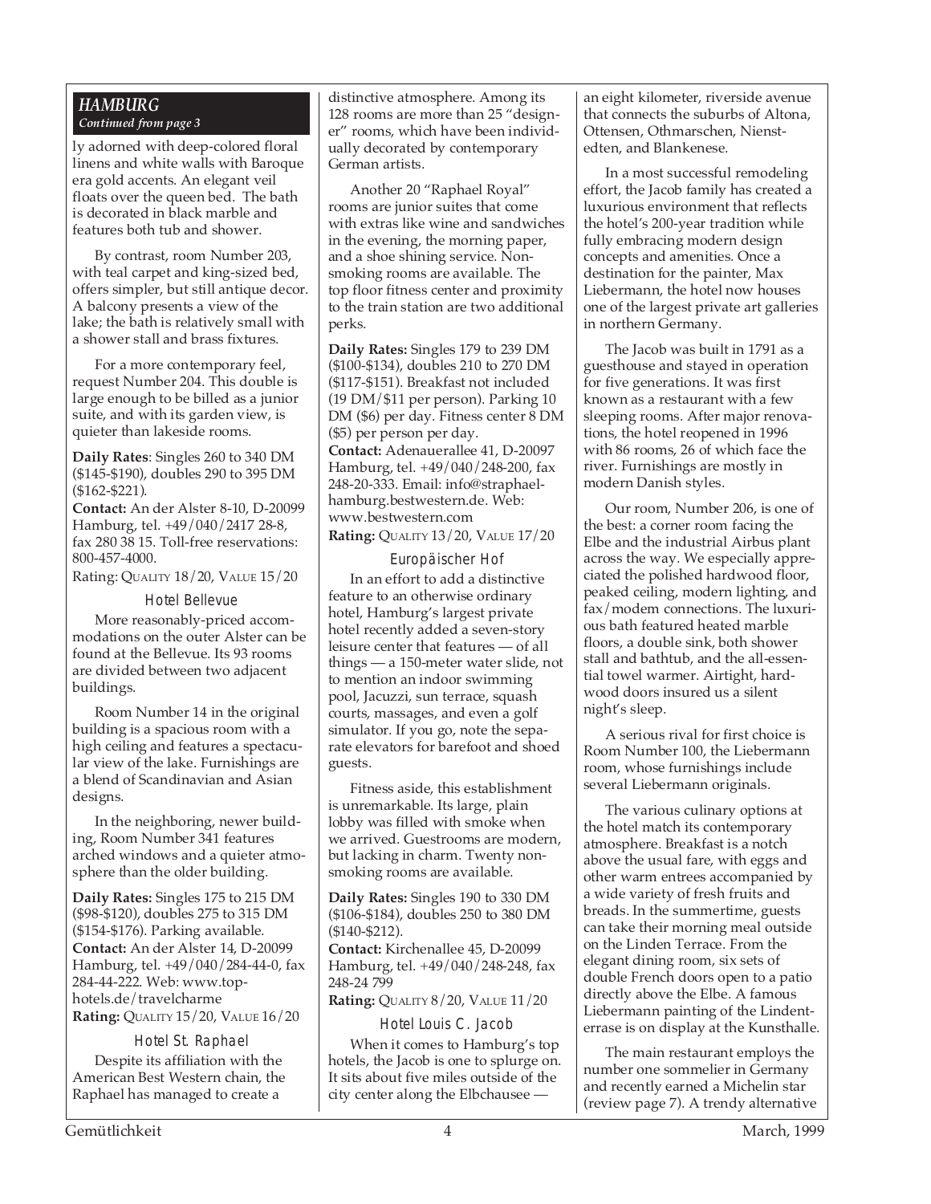## HAMBURG

*Continued from page 3*

ly adorned with deep-colored floral linens and white walls with Baroque era gold accents. An elegant veil floats over the queen bed. The bath is decorated in black marble and features both tub and shower.

By contrast, room Number 203, with teal carpet and king-sized bed, offers simpler, but still antique decor. A balcony presents a view of the lake; the bath is relatively small with a shower stall and brass fixtures.

For a more contemporary feel, request Number 204. This double is large enough to be billed as a junior suite, and with its garden view, is quieter than lakeside rooms.

**Daily Rates**: Singles 260 to 340 DM ($145-$190), doubles 290 to 395 DM ($162-$221).
**Contact:** An der Alster 8-10, D-20099 Hamburg, tel. +49/040/2417 28-8, fax 280 38 15. Toll-free reservations: 800-457-4000.
Rating: QUALITY 18/20, VALUE 15/20

### Hotel Bellevue

More reasonably-priced accommodations on the outer Alster can be found at the Bellevue. Its 93 rooms are divided between two adjacent buildings.

Room Number 14 in the original building is a spacious room with a high ceiling and features a spectacular view of the lake. Furnishings are a blend of Scandinavian and Asian designs.

In the neighboring, newer building, Room Number 341 features arched windows and a quieter atmosphere than the older building.

**Daily Rates:** Singles 175 to 215 DM ($98-$120), doubles 275 to 315 DM ($154-$176). Parking available.
**Contact:** An der Alster 14, D-20099 Hamburg, tel. +49/040/284-44-0, fax 284-44-222. Web: www.top-hotels.de/travelcharme
**Rating:** QUALITY 15/20, VALUE 16/20

### Hotel St. Raphael

Despite its affiliation with the American Best Western chain, the Raphael has managed to create a distinctive atmosphere. Among its 128 rooms are more than 25 "designer" rooms, which have been individually decorated by contemporary German artists.

Another 20 "Raphael Royal" rooms are junior suites that come with extras like wine and sandwiches in the evening, the morning paper, and a shoe shining service. Non-smoking rooms are available. The top floor fitness center and proximity to the train station are two additional perks.

**Daily Rates:** Singles 179 to 239 DM ($100-$134), doubles 210 to 270 DM ($117-$151). Breakfast not included (19 DM/$11 per person). Parking 10 DM ($6) per day. Fitness center 8 DM ($5) per person per day.
**Contact:** Adenauerallee 41, D-20097 Hamburg, tel. +49/040/248-200, fax 248-20-333. Email: info@straphael-hamburg.bestwestern.de. Web: www.bestwestern.com
**Rating:** QUALITY 13/20, VALUE 17/20

### Europäischer Hof

In an effort to add a distinctive feature to an otherwise ordinary hotel, Hamburg's largest private hotel recently added a seven-story leisure center that features — of all things — a 150-meter water slide, not to mention an indoor swimming pool, Jacuzzi, sun terrace, squash courts, massages, and even a golf simulator. If you go, note the separate elevators for barefoot and shoed guests.

Fitness aside, this establishment is unremarkable. Its large, plain lobby was filled with smoke when we arrived. Guestrooms are modern, but lacking in charm. Twenty non-smoking rooms are available.

**Daily Rates:** Singles 190 to 330 DM ($106-$184), doubles 250 to 380 DM ($140-$212).
**Contact:** Kirchenallee 45, D-20099 Hamburg, tel. +49/040/248-248, fax 248-24 799
**Rating:** QUALITY 8/20, VALUE 11/20

### Hotel Louis C. Jacob

When it comes to Hamburg's top hotels, the Jacob is one to splurge on. It sits about five miles outside of the city center along the Elbchausee — an eight kilometer, riverside avenue that connects the suburbs of Altona, Ottensen, Othmarschen, Nienstedten, and Blankenese.

In a most successful remodeling effort, the Jacob family has created a luxurious environment that reflects the hotel's 200-year tradition while fully embracing modern design concepts and amenities. Once a destination for the painter, Max Liebermann, the hotel now houses one of the largest private art galleries in northern Germany.

The Jacob was built in 1791 as a guesthouse and stayed in operation for five generations. It was first known as a restaurant with a few sleeping rooms. After major renovations, the hotel reopened in 1996 with 86 rooms, 26 of which face the river. Furnishings are mostly in modern Danish styles.

Our room, Number 206, is one of the best: a corner room facing the Elbe and the industrial Airbus plant across the way. We especially appreciated the polished hardwood floor, peaked ceiling, modern lighting, and fax/modem connections. The luxurious bath featured heated marble floors, a double sink, both shower stall and bathtub, and the all-essential towel warmer. Airtight, hardwood doors insured us a silent night's sleep.

A serious rival for first choice is Room Number 100, the Liebermann room, whose furnishings include several Liebermann originals.

The various culinary options at the hotel match its contemporary atmosphere. Breakfast is a notch above the usual fare, with eggs and other warm entrees accompanied by a wide variety of fresh fruits and breads. In the summertime, guests can take their morning meal outside on the Linden Terrace. From the elegant dining room, six sets of double French doors open to a patio directly above the Elbe. A famous Liebermann painting of the Lindenterrase is on display at the Kunsthalle.

The main restaurant employs the number one sommelier in Germany and recently earned a Michelin star (review page 7). A trendy alternative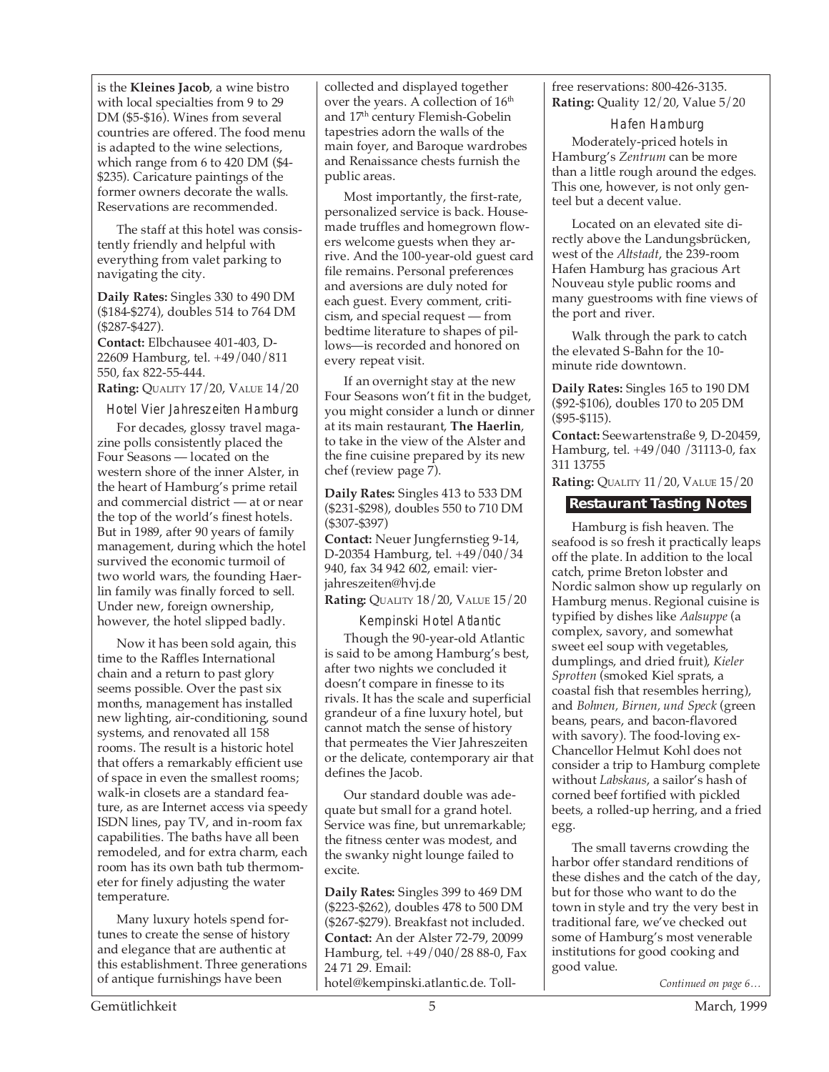is the **Kleines Jacob**, a wine bistro with local specialties from 9 to 29 DM ($5-$16). Wines from several countries are offered. The food menu is adapted to the wine selections, which range from 6 to 420 DM ($4-$235). Caricature paintings of the former owners decorate the walls. Reservations are recommended.

The staff at this hotel was consistently friendly and helpful with everything from valet parking to navigating the city.

**Daily Rates:** Singles 330 to 490 DM ($184-$274), doubles 514 to 764 DM ($287-$427).
**Contact:** Elbchausee 401-403, D-22609 Hamburg, tel. +49/040/811 550, fax 822-55-444.
**Rating:** QUALITY 17/20, VALUE 14/20

### Hotel Vier Jahreszeiten Hamburg

For decades, glossy travel magazine polls consistently placed the Four Seasons — located on the western shore of the inner Alster, in the heart of Hamburg's prime retail and commercial district — at or near the top of the world's finest hotels. But in 1989, after 90 years of family management, during which the hotel survived the economic turmoil of two world wars, the founding Haerlin family was finally forced to sell. Under new, foreign ownership, however, the hotel slipped badly.

Now it has been sold again, this time to the Raffles International chain and a return to past glory seems possible. Over the past six months, management has installed new lighting, air-conditioning, sound systems, and renovated all 158 rooms. The result is a historic hotel that offers a remarkably efficient use of space in even the smallest rooms; walk-in closets are a standard feature, as are Internet access via speedy ISDN lines, pay TV, and in-room fax capabilities. The baths have all been remodeled, and for extra charm, each room has its own bath tub thermometer for finely adjusting the water temperature.

Many luxury hotels spend fortunes to create the sense of history and elegance that are authentic at this establishment. Three generations of antique furnishings have been collected and displayed together over the years. A collection of 16th and 17th century Flemish-Gobelin tapestries adorn the walls of the main foyer, and Baroque wardrobes and Renaissance chests furnish the public areas.

Most importantly, the first-rate, personalized service is back. Housemade truffles and homegrown flowers welcome guests when they arrive. And the 100-year-old guest card file remains. Personal preferences and aversions are duly noted for each guest. Every comment, criticism, and special request — from bedtime literature to shapes of pillows—is recorded and honored on every repeat visit.

If an overnight stay at the new Four Seasons won't fit in the budget, you might consider a lunch or dinner at its main restaurant, **The Haerlin**, to take in the view of the Alster and the fine cuisine prepared by its new chef (review page 7).

**Daily Rates:** Singles 413 to 533 DM ($231-$298), doubles 550 to 710 DM ($307-$397)
**Contact:** Neuer Jungfernstieg 9-14, D-20354 Hamburg, tel. +49/040/34 940, fax 34 942 602, email: vierjahreszeiten@hvj.de
**Rating:** QUALITY 18/20, VALUE 15/20

### Kempinski Hotel Atlantic

Though the 90-year-old Atlantic is said to be among Hamburg's best, after two nights we concluded it doesn't compare in finesse to its rivals. It has the scale and superficial grandeur of a fine luxury hotel, but cannot match the sense of history that permeates the Vier Jahreszeiten or the delicate, contemporary air that defines the Jacob.

Our standard double was adequate but small for a grand hotel. Service was fine, but unremarkable; the fitness center was modest, and the swanky night lounge failed to excite.

**Daily Rates:** Singles 399 to 469 DM ($223-$262), doubles 478 to 500 DM ($267-$279). Breakfast not included.
**Contact:** An der Alster 72-79, 20099 Hamburg, tel. +49/040/28 88-0, Fax 24 71 29. Email: hotel@kempinski.atlantic.de. Toll-free reservations: 800-426-3135.
**Rating:** Quality 12/20, Value 5/20

### Hafen Hamburg

Moderately-priced hotels in Hamburg's *Zentrum* can be more than a little rough around the edges. This one, however, is not only genteel but a decent value.

Located on an elevated site directly above the Landungsbrücken, west of the *Altstadt*, the 239-room Hafen Hamburg has gracious Art Nouveau style public rooms and many guestrooms with fine views of the port and river.

Walk through the park to catch the elevated S-Bahn for the 10-minute ride downtown.

**Daily Rates:** Singles 165 to 190 DM ($92-$106), doubles 170 to 205 DM ($95-$115).
**Contact:** Seewartenstraße 9, D-20459, Hamburg, tel. +49/040 /31113-0, fax 311 13755
**Rating:** QUALITY 11/20, VALUE 15/20

## Restaurant Tasting Notes

Hamburg is fish heaven. The seafood is so fresh it practically leaps off the plate. In addition to the local catch, prime Breton lobster and Nordic salmon show up regularly on Hamburg menus. Regional cuisine is typified by dishes like *Aalsuppe* (a complex, savory, and somewhat sweet eel soup with vegetables, dumplings, and dried fruit), *Kieler Sprotten* (smoked Kiel sprats, a coastal fish that resembles herring), and *Bohnen, Birnen, und Speck* (green beans, pears, and bacon-flavored with savory). The food-loving ex-Chancellor Helmut Kohl does not consider a trip to Hamburg complete without *Labskaus*, a sailor's hash of corned beef fortified with pickled beets, a rolled-up herring, and a fried egg.

The small taverns crowding the harbor offer standard renditions of these dishes and the catch of the day, but for those who want to do the town in style and try the very best in traditional fare, we've checked out some of Hamburg's most venerable institutions for good cooking and good value.

*Continued on page 6…*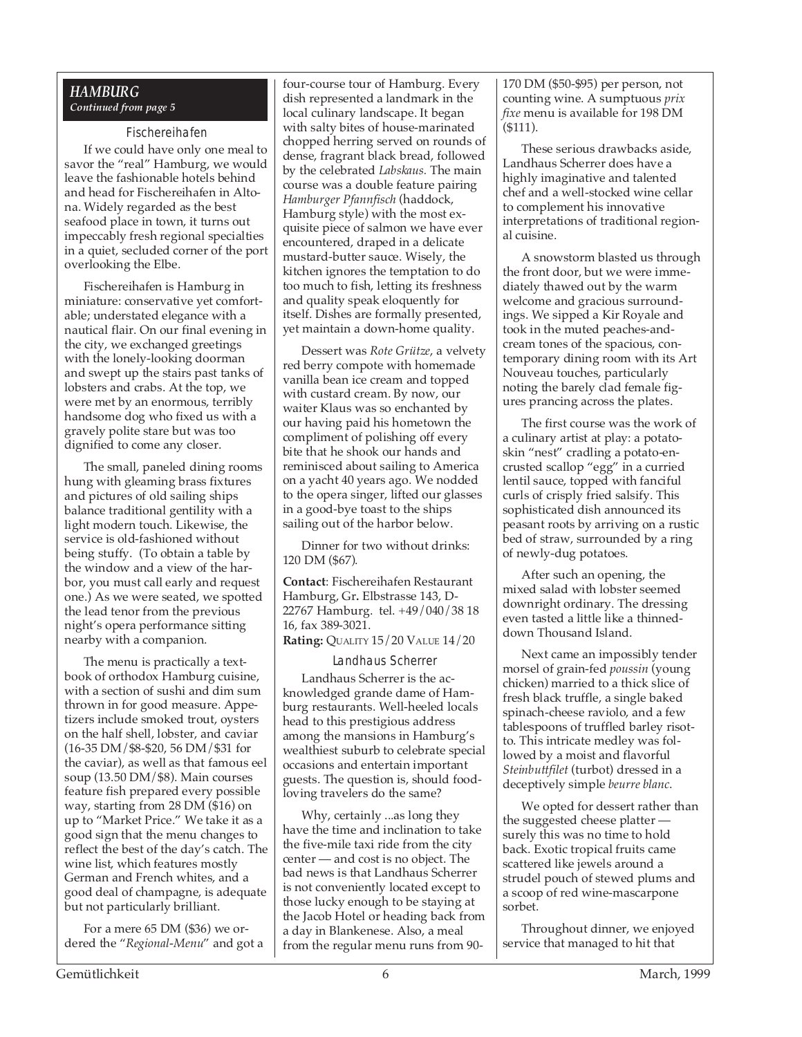## *HAMBURG*

*Continued from page 5*

### Fischereihafen

If we could have only one meal to savor the "real" Hamburg, we would leave the fashionable hotels behind and head for Fischereihafen in Altona. Widely regarded as the best seafood place in town, it turns out impeccably fresh regional specialties in a quiet, secluded corner of the port overlooking the Elbe.

Fischereihafen is Hamburg in miniature: conservative yet comfortable; understated elegance with a nautical flair. On our final evening in the city, we exchanged greetings with the lonely-looking doorman and swept up the stairs past tanks of lobsters and crabs. At the top, we were met by an enormous, terribly handsome dog who fixed us with a gravely polite stare but was too dignified to come any closer.

The small, paneled dining rooms hung with gleaming brass fixtures and pictures of old sailing ships balance traditional gentility with a light modern touch. Likewise, the service is old-fashioned without being stuffy. (To obtain a table by the window and a view of the harbor, you must call early and request one.) As we were seated, we spotted the lead tenor from the previous night's opera performance sitting nearby with a companion.

The menu is practically a textbook of orthodox Hamburg cuisine, with a section of sushi and dim sum thrown in for good measure. Appetizers include smoked trout, oysters on the half shell, lobster, and caviar (16-35 DM/$8-$20, 56 DM/$31 for the caviar), as well as that famous eel soup (13.50 DM/$8). Main courses feature fish prepared every possible way, starting from 28 DM ($16) on up to "Market Price." We take it as a good sign that the menu changes to reflect the best of the day's catch. The wine list, which features mostly German and French whites, and a good deal of champagne, is adequate but not particularly brilliant.

For a mere 65 DM ($36) we ordered the "*Regional-Menu*" and got a four-course tour of Hamburg. Every dish represented a landmark in the local culinary landscape. It began with salty bites of house-marinated chopped herring served on rounds of dense, fragrant black bread, followed by the celebrated *Labskaus.* The main course was a double feature pairing *Hamburger Pfannfisch* (haddock, Hamburg style) with the most exquisite piece of salmon we have ever encountered, draped in a delicate mustard-butter sauce. Wisely, the kitchen ignores the temptation to do too much to fish, letting its freshness and quality speak eloquently for itself. Dishes are formally presented, yet maintain a down-home quality.

Dessert was *Rote Grütze*, a velvety red berry compote with homemade vanilla bean ice cream and topped with custard cream. By now, our waiter Klaus was so enchanted by our having paid his hometown the compliment of polishing off every bite that he shook our hands and reminisced about sailing to America on a yacht 40 years ago. We nodded to the opera singer, lifted our glasses in a good-bye toast to the ships sailing out of the harbor below.

Dinner for two without drinks: 120 DM ($67).

**Contact**: Fischereihafen Restaurant Hamburg, Gr. Elbstrasse 143, D-22767 Hamburg. tel. +49/040/38 18 16, fax 389-3021.
**Rating:** QUALITY 15/20 VALUE 14/20

### Landhaus Scherrer

Landhaus Scherrer is the acknowledged grande dame of Hamburg restaurants. Well-heeled locals head to this prestigious address among the mansions in Hamburg's wealthiest suburb to celebrate special occasions and entertain important guests. The question is, should food-loving travelers do the same?

Why, certainly ...as long they have the time and inclination to take the five-mile taxi ride from the city center — and cost is no object. The bad news is that Landhaus Scherrer is not conveniently located except to those lucky enough to be staying at the Jacob Hotel or heading back from a day in Blankenese. Also, a meal from the regular menu runs from 90-170 DM ($50-$95) per person, not counting wine. A sumptuous *prix fixe* menu is available for 198 DM ($111).

These serious drawbacks aside, Landhaus Scherrer does have a highly imaginative and talented chef and a well-stocked wine cellar to complement his innovative interpretations of traditional regional cuisine.

A snowstorm blasted us through the front door, but we were immediately thawed out by the warm welcome and gracious surroundings. We sipped a Kir Royale and took in the muted peaches-and-cream tones of the spacious, contemporary dining room with its Art Nouveau touches, particularly noting the barely clad female figures prancing across the plates.

The first course was the work of a culinary artist at play: a potato-skin "nest" cradling a potato-encrusted scallop "egg" in a curried lentil sauce, topped with fanciful curls of crisply fried salsify. This sophisticated dish announced its peasant roots by arriving on a rustic bed of straw, surrounded by a ring of newly-dug potatoes.

After such an opening, the mixed salad with lobster seemed downright ordinary. The dressing even tasted a little like a thinned-down Thousand Island.

Next came an impossibly tender morsel of grain-fed *poussin* (young chicken) married to a thick slice of fresh black truffle, a single baked spinach-cheese raviolo, and a few tablespoons of truffled barley risotto. This intricate medley was followed by a moist and flavorful *Steinbuttfilet* (turbot) dressed in a deceptively simple *beurre blanc*.

We opted for dessert rather than the suggested cheese platter — surely this was no time to hold back. Exotic tropical fruits came scattered like jewels around a strudel pouch of stewed plums and a scoop of red wine-mascarpone sorbet.

Throughout dinner, we enjoyed service that managed to hit that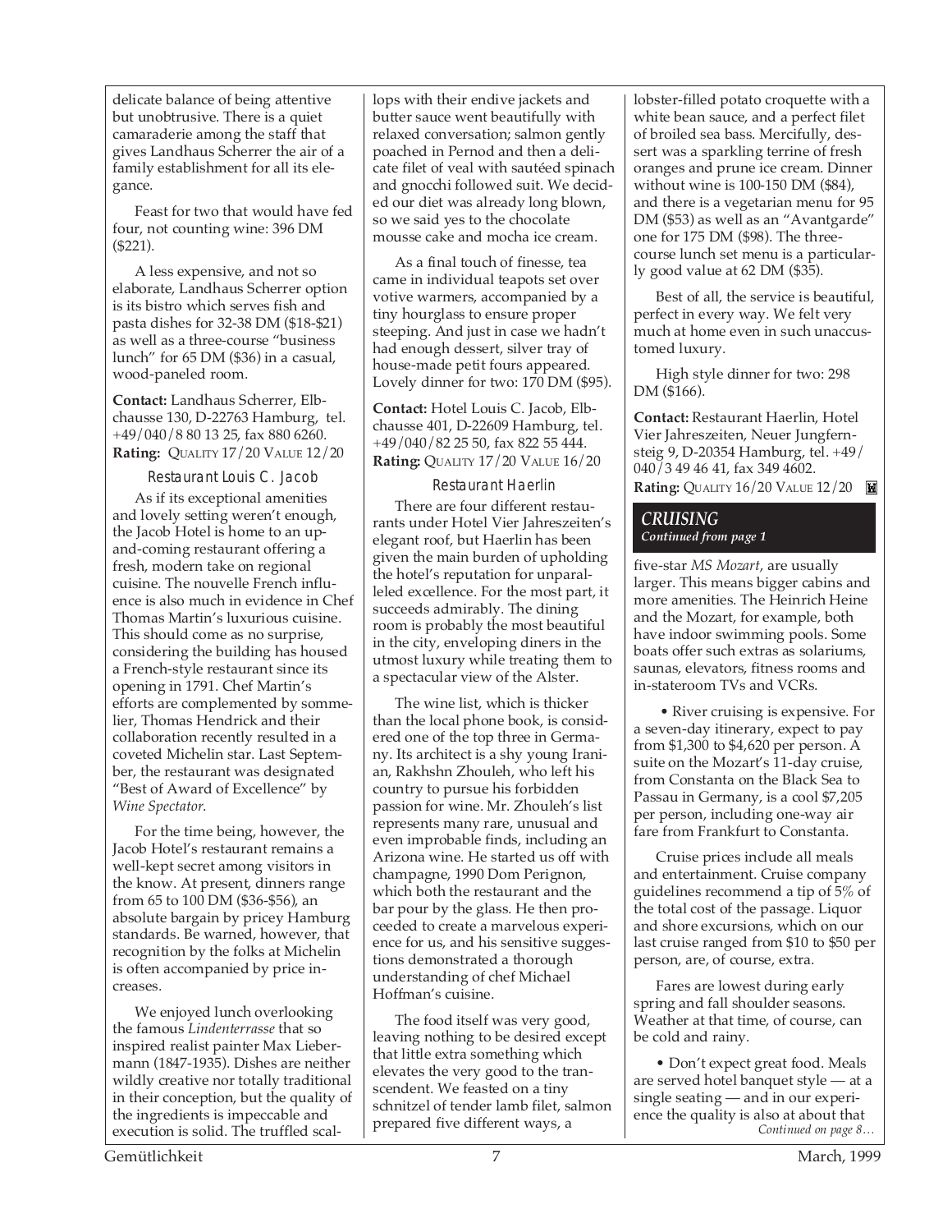delicate balance of being attentive but unobtrusive. There is a quiet camaraderie among the staff that gives Landhaus Scherrer the air of a family establishment for all its elegance.

Feast for two that would have fed four, not counting wine: 396 DM ($221).

A less expensive, and not so elaborate, Landhaus Scherrer option is its bistro which serves fish and pasta dishes for 32-38 DM ($18-$21) as well as a three-course "business lunch" for 65 DM ($36) in a casual, wood-paneled room.

**Contact:** Landhaus Scherrer, Elbchausse 130, D-22763 Hamburg, tel. +49/040/8 80 13 25, fax 880 6260.
**Rating:** QUALITY 17/20 VALUE 12/20

### Restaurant Louis C. Jacob

As if its exceptional amenities and lovely setting weren't enough, the Jacob Hotel is home to an up-and-coming restaurant offering a fresh, modern take on regional cuisine. The nouvelle French influence is also much in evidence in Chef Thomas Martin's luxurious cuisine. This should come as no surprise, considering the building has housed a French-style restaurant since its opening in 1791. Chef Martin's efforts are complemented by sommelier, Thomas Hendrick and their collaboration recently resulted in a coveted Michelin star. Last September, the restaurant was designated "Best of Award of Excellence" by *Wine Spectator*.

For the time being, however, the Jacob Hotel's restaurant remains a well-kept secret among visitors in the know. At present, dinners range from 65 to 100 DM ($36-$56), an absolute bargain by pricey Hamburg standards. Be warned, however, that recognition by the folks at Michelin is often accompanied by price increases.

We enjoyed lunch overlooking the famous *Lindenterrasse* that so inspired realist painter Max Liebermann (1847-1935). Dishes are neither wildly creative nor totally traditional in their conception, but the quality of the ingredients is impeccable and execution is solid. The truffled scallops with their endive jackets and butter sauce went beautifully with relaxed conversation; salmon gently poached in Pernod and then a delicate filet of veal with sautéed spinach and gnocchi followed suit. We decided our diet was already long blown, so we said yes to the chocolate mousse cake and mocha ice cream.

As a final touch of finesse, tea came in individual teapots set over votive warmers, accompanied by a tiny hourglass to ensure proper steeping. And just in case we hadn't had enough dessert, silver tray of house-made petit fours appeared. Lovely dinner for two: 170 DM ($95).

**Contact:** Hotel Louis C. Jacob, Elbchausse 401, D-22609 Hamburg, tel. +49/040/82 25 50, fax 822 55 444.
**Rating:** QUALITY 17/20 VALUE 16/20

### Restaurant Haerlin

There are four different restaurants under Hotel Vier Jahreszeiten's elegant roof, but Haerlin has been given the main burden of upholding the hotel's reputation for unparalleled excellence. For the most part, it succeeds admirably. The dining room is probably the most beautiful in the city, enveloping diners in the utmost luxury while treating them to a spectacular view of the Alster.

The wine list, which is thicker than the local phone book, is considered one of the top three in Germany. Its architect is a shy young Iranian, Rakhshn Zhouleh, who left his country to pursue his forbidden passion for wine. Mr. Zhouleh's list represents many rare, unusual and even improbable finds, including an Arizona wine. He started us off with champagne, 1990 Dom Perignon, which both the restaurant and the bar pour by the glass. He then proceeded to create a marvelous experience for us, and his sensitive suggestions demonstrated a thorough understanding of chef Michael Hoffman's cuisine.

The food itself was very good, leaving nothing to be desired except that little extra something which elevates the very good to the transcendent. We feasted on a tiny schnitzel of tender lamb filet, salmon prepared five different ways, a lobster-filled potato croquette with a white bean sauce, and a perfect filet of broiled sea bass. Mercifully, dessert was a sparkling terrine of fresh oranges and prune ice cream. Dinner without wine is 100-150 DM ($84), and there is a vegetarian menu for 95 DM ($53) as well as an "Avantgarde" one for 175 DM ($98). The three-course lunch set menu is a particularly good value at 62 DM ($35).

Best of all, the service is beautiful, perfect in every way. We felt very much at home even in such unaccustomed luxury.

High style dinner for two: 298 DM ($166).

**Contact:** Restaurant Haerlin, Hotel Vier Jahreszeiten, Neuer Jungfernsteig 9, D-20354 Hamburg, tel. +49/040/3 49 46 41, fax 349 4602.
**Rating:** QUALITY 16/20 VALUE 12/20

## *CRUISING*
***Continued from page 1***

five-star *MS Mozart*, are usually larger. This means bigger cabins and more amenities. The Heinrich Heine and the Mozart, for example, both have indoor swimming pools. Some boats offer such extras as solariums, saunas, elevators, fitness rooms and in-stateroom TVs and VCRs.

• River cruising is expensive. For a seven-day itinerary, expect to pay from $1,300 to $4,620 per person. A suite on the Mozart's 11-day cruise, from Constanta on the Black Sea to Passau in Germany, is a cool $7,205 per person, including one-way air fare from Frankfurt to Constanta.

Cruise prices include all meals and entertainment. Cruise company guidelines recommend a tip of 5% of the total cost of the passage. Liquor and shore excursions, which on our last cruise ranged from $10 to $50 per person, are, of course, extra.

Fares are lowest during early spring and fall shoulder seasons. Weather at that time, of course, can be cold and rainy.

• Don't expect great food. Meals are served hotel banquet style — at a single seating — and in our experience the quality is also at about that

*Continued on page 8…*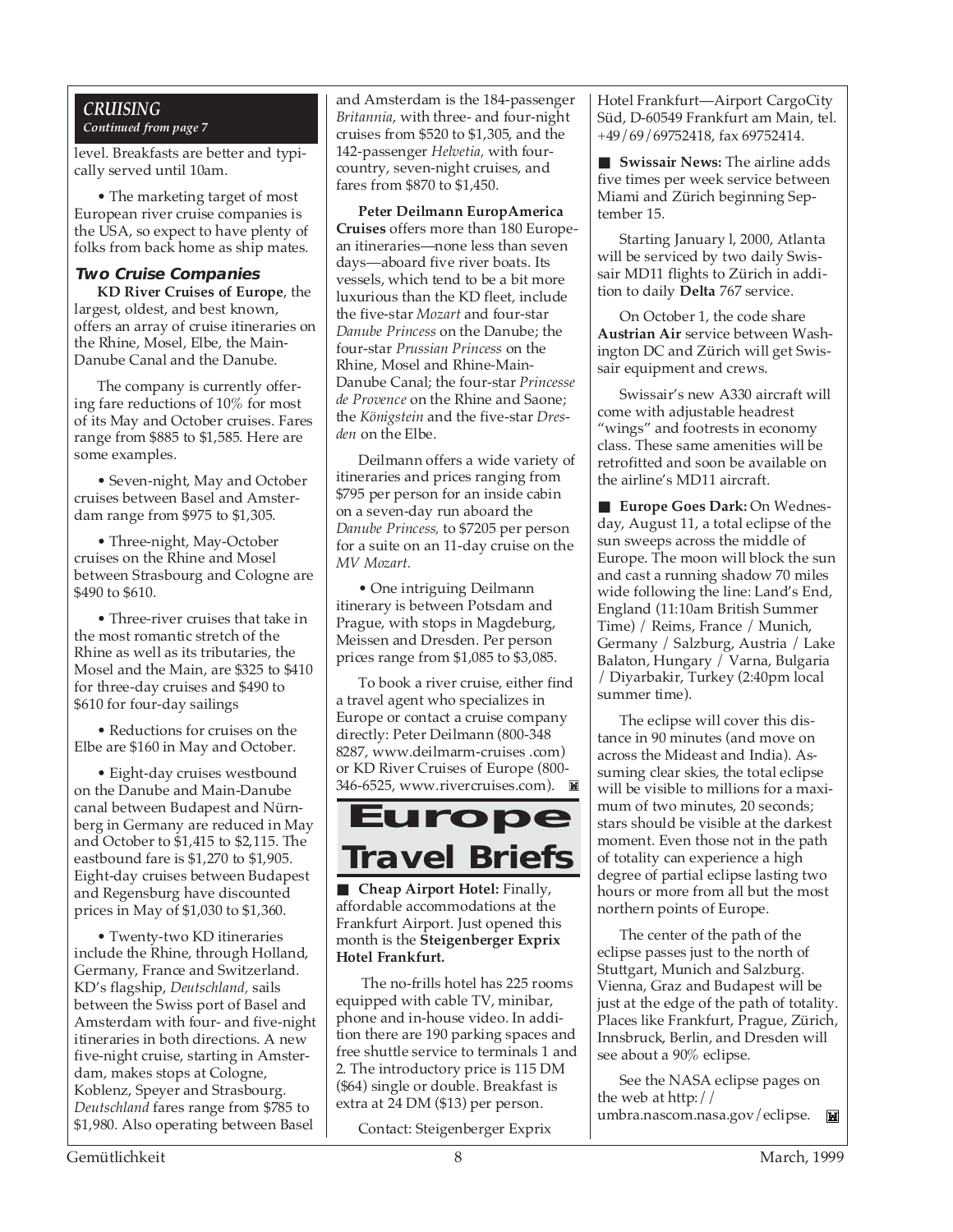## CRUISING

*Continued from page 7*

level. Breakfasts are better and typically served until 10am.

• The marketing target of most European river cruise companies is the USA, so expect to have plenty of folks from back home as ship mates.

### Two Cruise Companies

**KD River Cruises of Europe**, the largest, oldest, and best known, offers an array of cruise itineraries on the Rhine, the Mosel, the Elbe, the Main-Danube Canal and the Danube.

The company is currently offering fare reductions of 10% for most of its May and October cruises. Fares range from $885 to $1,585. Here are some examples.

• Seven-night, May and October cruises between Basel and Amsterdam range from $975 to $1,305.

• Three-night, May-October cruises on the Rhine and Mosel between Strasbourg and Cologne are $490 to $610.

• Three-river cruises that take in the most romantic stretch of the Rhine as well as its tributaries, the Mosel and the Main, are $325 to $410 for three-day cruises and $490 to $610 for four-day sailings

• Reductions for cruises on the Elbe are $160 in May and October.

• Eight-day cruises westbound on the Danube and Main-Danube canal between Budapest and Nürnberg in Germany are reduced in May and October to $1,415 to $2,115. The eastbound fare is $1,270 to $1,905. Eight-day cruises between Budapest and Regensburg have discounted prices in May of $1,030 to $1,360.

• Twenty-two KD itineraries include the Rhine, through Holland, Germany, France and Switzerland. KD's flagship, *Deutschland,* sails between the Swiss port of Basel and Amsterdam with four- and five-night itineraries in both directions. A new five-night cruise, starting in Amsterdam, makes stops at Cologne, Koblenz, Speyer and Strasbourg. *Deutschland* fares range from $785 to $1,980. Also operating between Basel and Amsterdam is the 184-passenger *Britannia*, with three- and four-night cruises from $520 to $1,305, and the 142-passenger *Helvetia,* with four-country, seven-night cruises, and fares from $870 to $1,450.

**Peter Deilmann EuropAmerica Cruises** offers more than 180 European itineraries—none less than seven days—aboard five river boats. Its vessels, which tend to be a bit more luxurious than the KD fleet, include the five-star *Mozart* and four-star *Danube Princess* on the Danube; the four-star *Prussian Princess* on the Rhine, Mosel and Rhine-Main-Danube Canal; the four-star *Princesse de Provence* on the Rhine and Saone; the *Königstein* and the five-star *Dresden* on the Elbe.

Deilmann offers a wide variety of itineraries and prices ranging from $795 per person for an inside cabin on a seven-day run aboard the *Danube Princess,* to $7205 per person for a suite on an 11-day cruise on the *MV Mozart.*

• One intriguing Deilmann itinerary is between Potsdam and Prague, with stops in Magdeburg, Meissen and Dresden. Per person prices range from $1,085 to $3,085.

To book a river cruise, either find a travel agent who specializes in Europe or contact a cruise company directly: Peter Deilmann (800-348 8287, www.deilmarm-cruises .com) or KD River Cruises of Europe (800-346-6525, www.rivercruises.com).

# Europe Travel Briefs

■ **Cheap Airport Hotel:** Finally, affordable accommodations at the Frankfurt Airport. Just opened this month is the **Steigenberger Exprix Hotel Frankfurt.**

The no-frills hotel has 225 rooms equipped with cable TV, minibar, phone and in-house video. In addition there are 190 parking spaces and free shuttle service to terminals 1 and 2. The introductory price is 115 DM ($64) single or double. Breakfast is extra at 24 DM ($13) per person.

Contact: Steigenberger Exprix Hotel Frankfurt—Airport CargoCity Süd, D-60549 Frankfurt am Main, tel. +49/69/69752418, fax 69752414.

■ **Swissair News:** The airline adds five times per week service between Miami and Zürich beginning September 15.

Starting January l, 2000, Atlanta will be serviced by two daily Swissair MD11 flights to Zürich in addition to daily **Delta** 767 service.

On October 1, the code share **Austrian Air** service between Washington DC and Zürich will get Swissair equipment and crews.

Swissair's new A330 aircraft will come with adjustable headrest "wings" and footrests in economy class. These same amenities will be retrofitted and soon be available on the airline's MD11 aircraft.

■ **Europe Goes Dark:** On Wednesday, August 11, a total eclipse of the sun sweeps across the middle of Europe. The moon will block the sun and cast a running shadow 70 miles wide following the line: Land's End, England (11:10am British Summer Time) / Reims, France / Munich, Germany / Salzburg, Austria / Lake Balaton, Hungary / Varna, Bulgaria / Diyarbakir, Turkey (2:40pm local summer time).

The eclipse will cover this distance in 90 minutes (and move on across the Mideast and India). Assuming clear skies, the total eclipse will be visible to millions for a maximum of two minutes, 20 seconds; stars should be visible at the darkest moment. Even those not in the path of totality can experience a high degree of partial eclipse lasting two hours or more from all but the most northern points of Europe.

The center of the path of the eclipse passes just to the north of Stuttgart, Munich and Salzburg. Vienna, Graz and Budapest will be just at the edge of the path of totality. Places like Frankfurt, Prague, Zürich, Innsbruck, Berlin, and Dresden will see about a 90% eclipse.

See the NASA eclipse pages on the web at http://umbra.nascom.nasa.gov/eclipse.